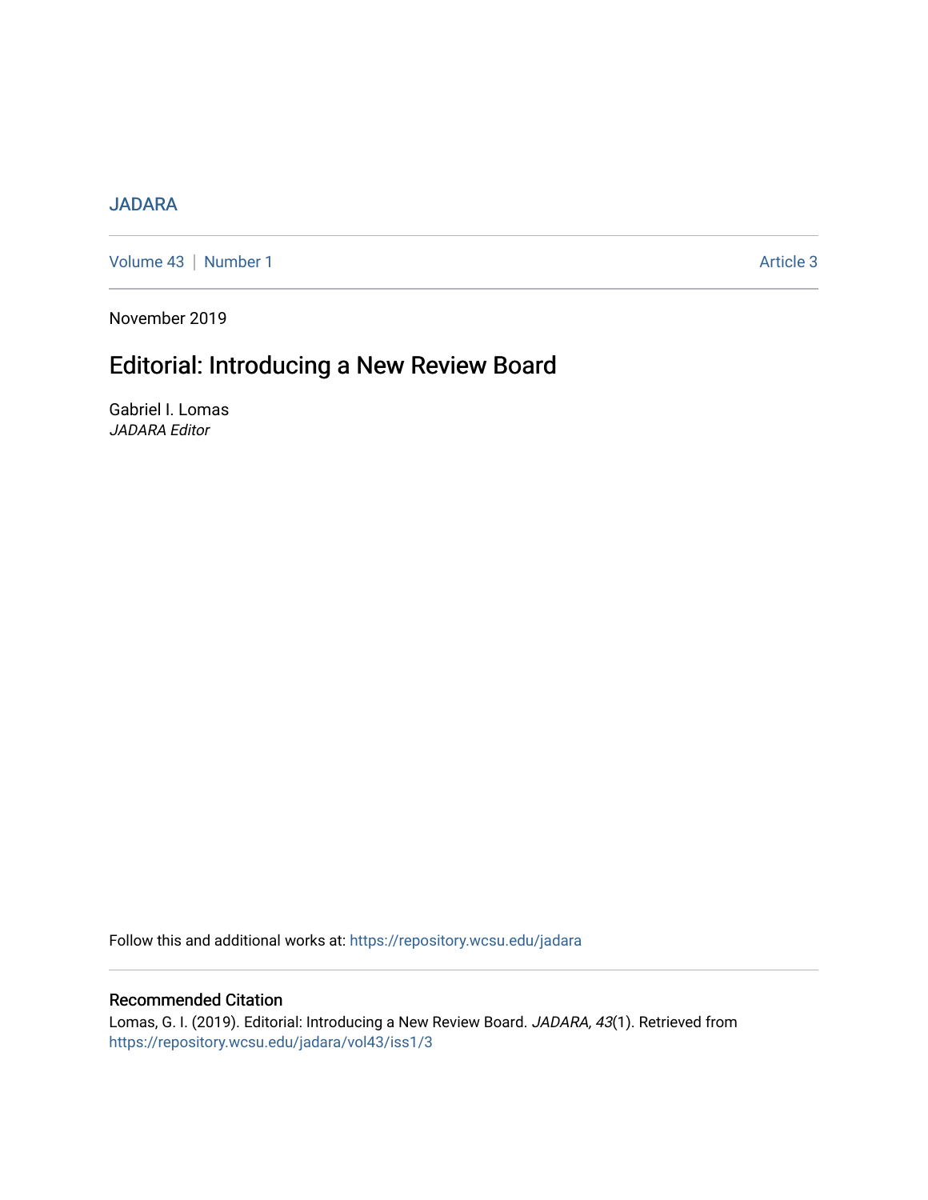JADARA

Volume 43 | Number 1 | Article 3

November 2019

# Editorial: Introducing a New Review Board

Gabriel I. Lomas
*JADARA Editor*

Follow this and additional works at: https://repository.wcsu.edu/jadara

## Recommended Citation

Lomas, G. I. (2019). Editorial: Introducing a New Review Board. *JADARA, 43*(1). Retrieved from https://repository.wcsu.edu/jadara/vol43/iss1/3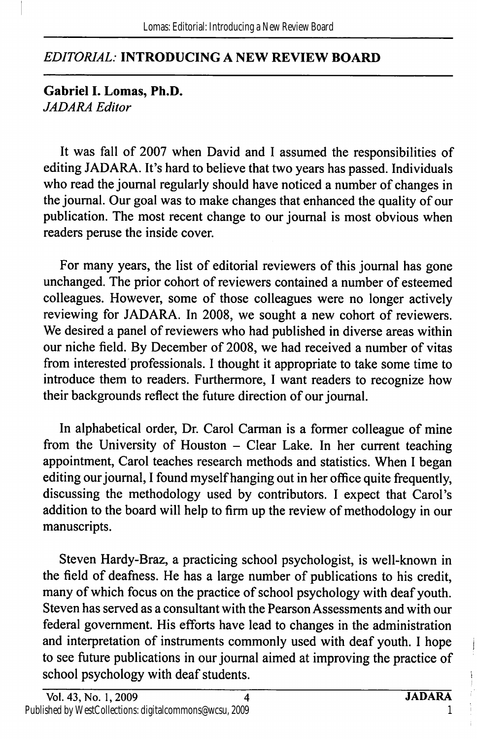## *EDITORIAL:* INTRODUCING A NEW REVIEW BOARD

**Gabriel I. Lomas, Ph.D.**
*JADARA Editor*

It was fall of 2007 when David and I assumed the responsibilities of editing JADARA. It's hard to believe that two years has passed. Individuals who read the journal regularly should have noticed a number of changes in the journal. Our goal was to make changes that enhanced the quality of our publication. The most recent change to our journal is most obvious when readers peruse the inside cover.

For many years, the list of editorial reviewers of this journal has gone unchanged. The prior cohort of reviewers contained a number of esteemed colleagues. However, some of those colleagues were no longer actively reviewing for JADARA. In 2008, we sought a new cohort of reviewers. We desired a panel of reviewers who had published in diverse areas within our niche field. By December of 2008, we had received a number of vitas from interested professionals. I thought it appropriate to take some time to introduce them to readers. Furthermore, I want readers to recognize how their backgrounds reflect the future direction of our journal.

In alphabetical order, Dr. Carol Carman is a former colleague of mine from the University of Houston – Clear Lake. In her current teaching appointment, Carol teaches research methods and statistics. When I began editing our journal, I found myself hanging out in her office quite frequently, discussing the methodology used by contributors. I expect that Carol's addition to the board will help to firm up the review of methodology in our manuscripts.

Steven Hardy-Braz, a practicing school psychologist, is well-known in the field of deafness. He has a large number of publications to his credit, many of which focus on the practice of school psychology with deaf youth. Steven has served as a consultant with the Pearson Assessments and with our federal government. His efforts have lead to changes in the administration and interpretation of instruments commonly used with deaf youth. I hope to see future publications in our journal aimed at improving the practice of school psychology with deaf students.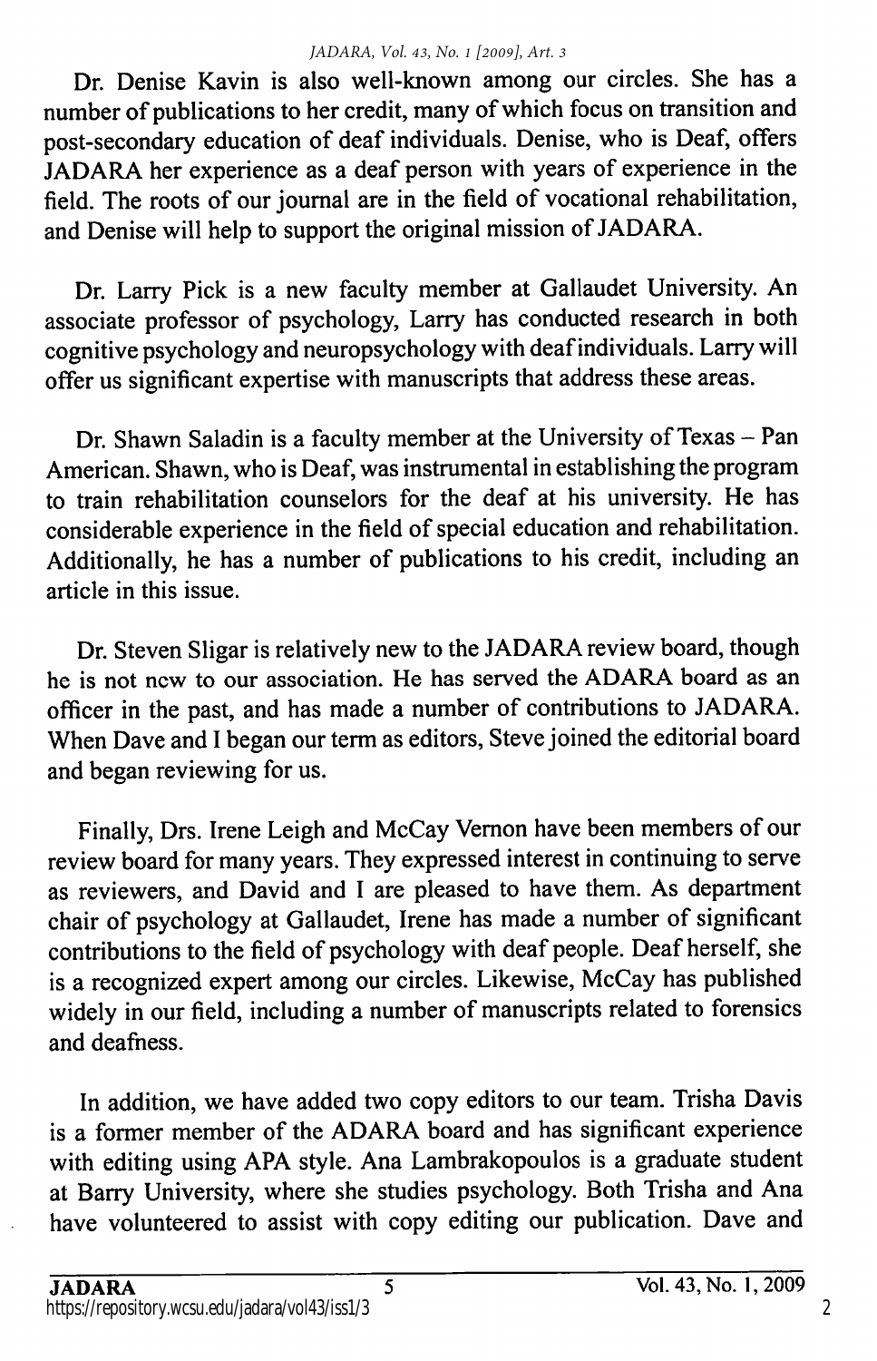Dr. Denise Kavin is also well-known among our circles. She has a number of publications to her credit, many of which focus on transition and post-secondary education of deaf individuals. Denise, who is Deaf, offers JADARA her experience as a deaf person with years of experience in the field. The roots of our journal are in the field of vocational rehabilitation, and Denise will help to support the original mission of JADARA.

Dr. Larry Pick is a new faculty member at Gallaudet University. An associate professor of psychology, Larry has conducted research in both cognitive psychology and neuropsychology with deaf individuals. Larry will offer us significant expertise with manuscripts that address these areas.

Dr. Shawn Saladin is a faculty member at the University of Texas – Pan American. Shawn, who is Deaf, was instrumental in establishing the program to train rehabilitation counselors for the deaf at his university. He has considerable experience in the field of special education and rehabilitation. Additionally, he has a number of publications to his credit, including an article in this issue.

Dr. Steven Sligar is relatively new to the JADARA review board, though he is not new to our association. He has served the ADARA board as an officer in the past, and has made a number of contributions to JADARA. When Dave and I began our term as editors, Steve joined the editorial board and began reviewing for us.

Finally, Drs. Irene Leigh and McCay Vernon have been members of our review board for many years. They expressed interest in continuing to serve as reviewers, and David and I are pleased to have them. As department chair of psychology at Gallaudet, Irene has made a number of significant contributions to the field of psychology with deaf people. Deaf herself, she is a recognized expert among our circles. Likewise, McCay has published widely in our field, including a number of manuscripts related to forensics and deafness.

In addition, we have added two copy editors to our team. Trisha Davis is a former member of the ADARA board and has significant experience with editing using APA style. Ana Lambrakopoulos is a graduate student at Barry University, where she studies psychology. Both Trisha and Ana have volunteered to assist with copy editing our publication. Dave and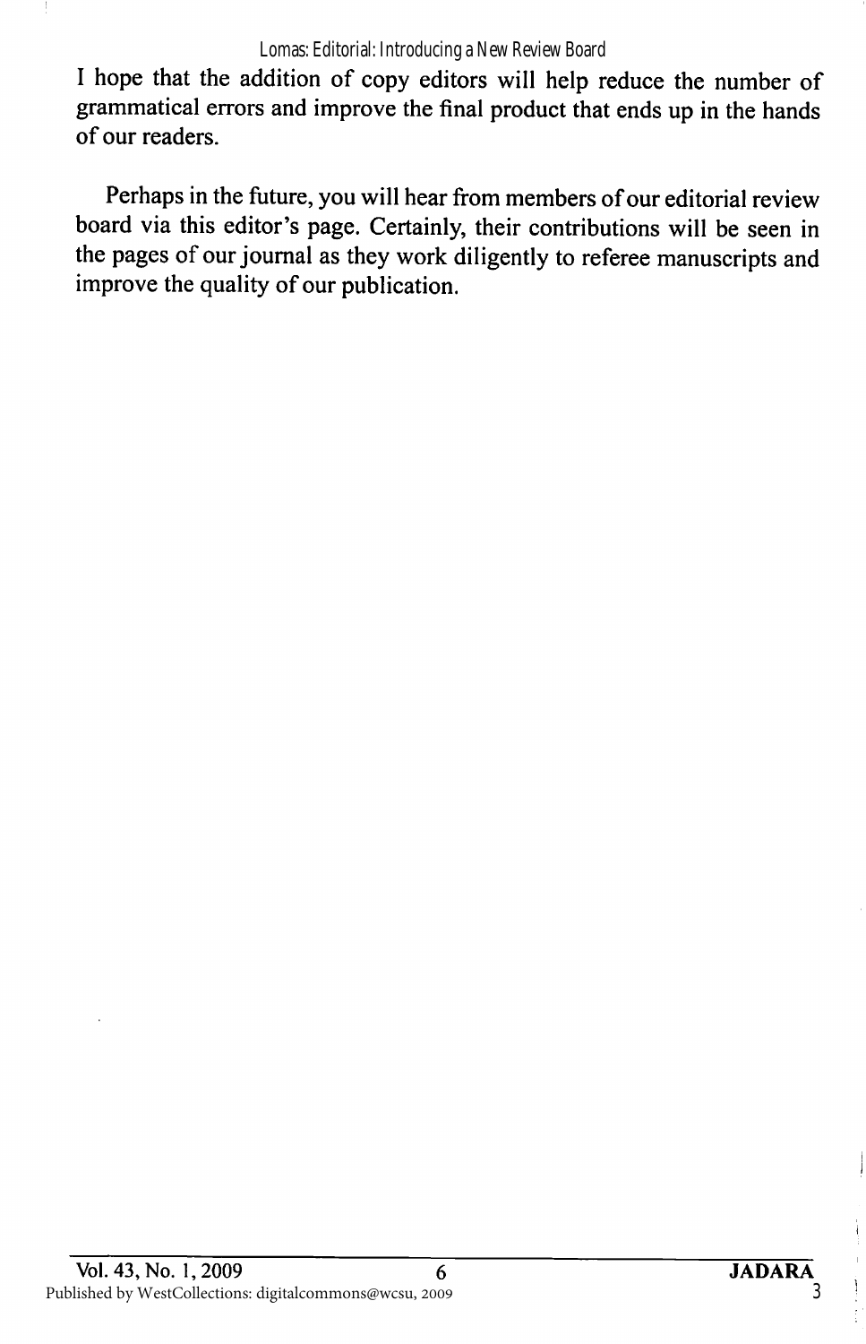I hope that the addition of copy editors will help reduce the number of grammatical errors and improve the final product that ends up in the hands of our readers.

Perhaps in the future, you will hear from members of our editorial review board via this editor's page. Certainly, their contributions will be seen in the pages of our journal as they work diligently to referee manuscripts and improve the quality of our publication.